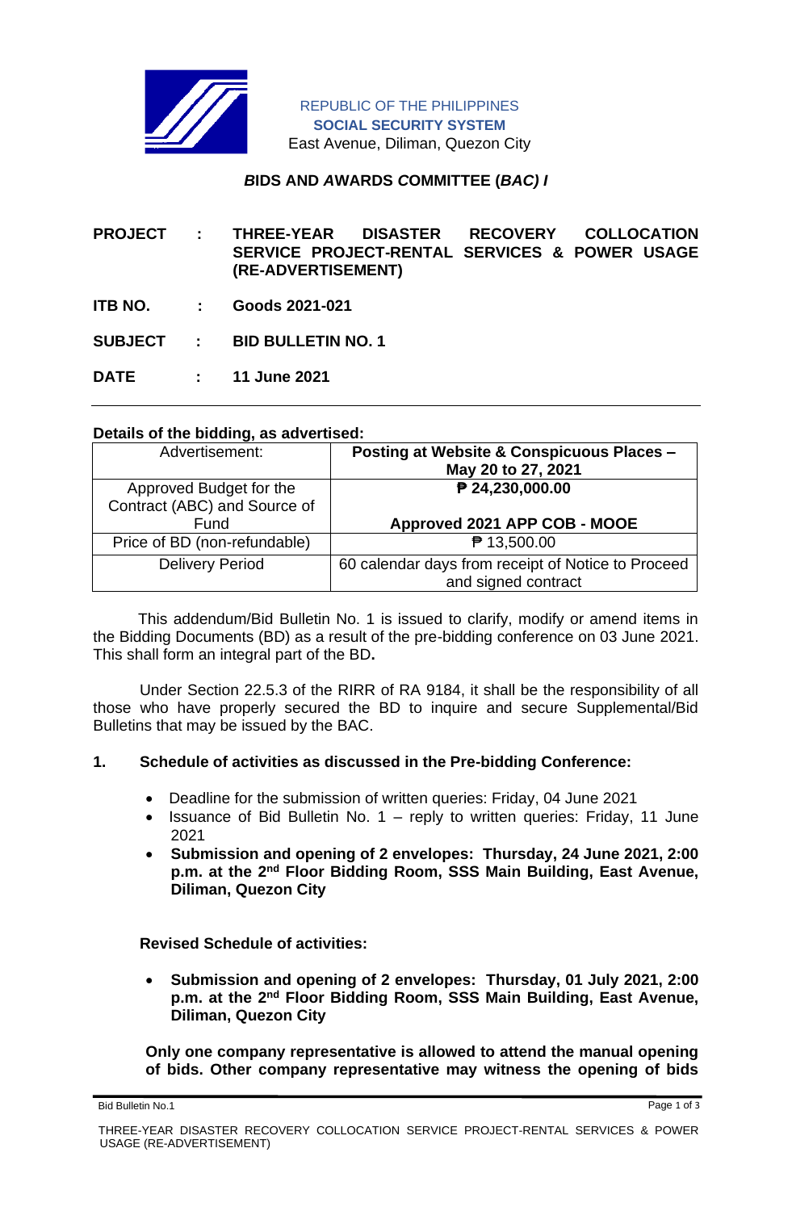REPUBLIC OF THE PHILIPPINES
**SOCIAL SECURITY SYSTEM**
East Avenue, Diliman, Quezon City

### ***B*IDS AND *A*WARDS *C*OMMITTEE (*BAC) I***

**PROJECT : THREE-YEAR DISASTER RECOVERY COLLOCATION SERVICE PROJECT-RENTAL SERVICES & POWER USAGE (RE-ADVERTISEMENT)**

**ITB NO. : Goods 2021-021**

**SUBJECT : BID BULLETIN NO. 1**

**DATE : 11 June 2021**

---

**Details of the bidding, as advertised:**

| Advertisement: | **Posting at Website & Conspicuous Places – May 20 to 27, 2021** |
|---|---|
| Approved Budget for the Contract (ABC) and Source of Fund | **₱ 24,230,000.00**<br><br>**Approved 2021 APP COB - MOOE** |
| Price of BD (non-refundable) | ₱ 13,500.00 |
| Delivery Period | 60 calendar days from receipt of Notice to Proceed and signed contract |

This addendum/Bid Bulletin No. 1 is issued to clarify, modify or amend items in the Bidding Documents (BD) as a result of the pre-bidding conference on 03 June 2021. This shall form an integral part of the BD**.**

Under Section 22.5.3 of the RIRR of RA 9184, it shall be the responsibility of all those who have properly secured the BD to inquire and secure Supplemental/Bid Bulletins that may be issued by the BAC.

**1. Schedule of activities as discussed in the Pre-bidding Conference:**

- Deadline for the submission of written queries: Friday, 04 June 2021
- Issuance of Bid Bulletin No. 1 – reply to written queries: Friday, 11 June 2021
- **Submission and opening of 2 envelopes: Thursday, 24 June 2021, 2:00 p.m. at the 2nd Floor Bidding Room, SSS Main Building, East Avenue, Diliman, Quezon City**

**Revised Schedule of activities:**

- **Submission and opening of 2 envelopes: Thursday, 01 July 2021, 2:00 p.m. at the 2nd Floor Bidding Room, SSS Main Building, East Avenue, Diliman, Quezon City**

**Only one company representative is allowed to attend the manual opening of bids. Other company representative may witness the opening of bids**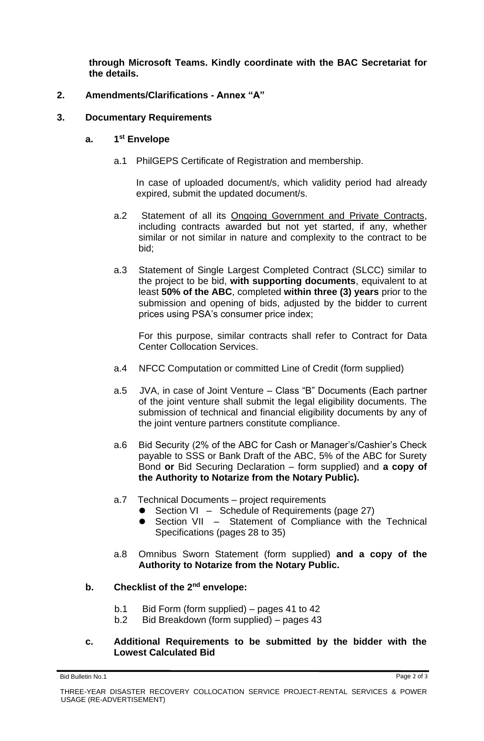**through Microsoft Teams. Kindly coordinate with the BAC Secretariat for the details.**

**2. Amendments/Clarifications - Annex "A"**

**3. Documentary Requirements**

**a. 1st Envelope**

a.1 PhilGEPS Certificate of Registration and membership.

In case of uploaded document/s, which validity period had already expired, submit the updated document/s.

a.2 Statement of all its Ongoing Government and Private Contracts, including contracts awarded but not yet started, if any, whether similar or not similar in nature and complexity to the contract to be bid;

a.3 Statement of Single Largest Completed Contract (SLCC) similar to the project to be bid, **with supporting documents**, equivalent to at least **50% of the ABC**, completed **within three (3) years** prior to the submission and opening of bids, adjusted by the bidder to current prices using PSA's consumer price index;

For this purpose, similar contracts shall refer to Contract for Data Center Collocation Services.

a.4 NFCC Computation or committed Line of Credit (form supplied)

a.5 JVA, in case of Joint Venture – Class "B" Documents (Each partner of the joint venture shall submit the legal eligibility documents. The submission of technical and financial eligibility documents by any of the joint venture partners constitute compliance.

a.6 Bid Security (2% of the ABC for Cash or Manager's/Cashier's Check payable to SSS or Bank Draft of the ABC, 5% of the ABC for Surety Bond **or** Bid Securing Declaration – form supplied) and **a copy of the Authority to Notarize from the Notary Public).**

a.7 Technical Documents – project requirements

- Section VI – Schedule of Requirements (page 27)
- Section VII – Statement of Compliance with the Technical Specifications (pages 28 to 35)

a.8 Omnibus Sworn Statement (form supplied) **and a copy of the Authority to Notarize from the Notary Public.**

**b. Checklist of the 2nd envelope:**

b.1 Bid Form (form supplied) – pages 41 to 42

b.2 Bid Breakdown (form supplied) – pages 43

**c. Additional Requirements to be submitted by the bidder with the Lowest Calculated Bid**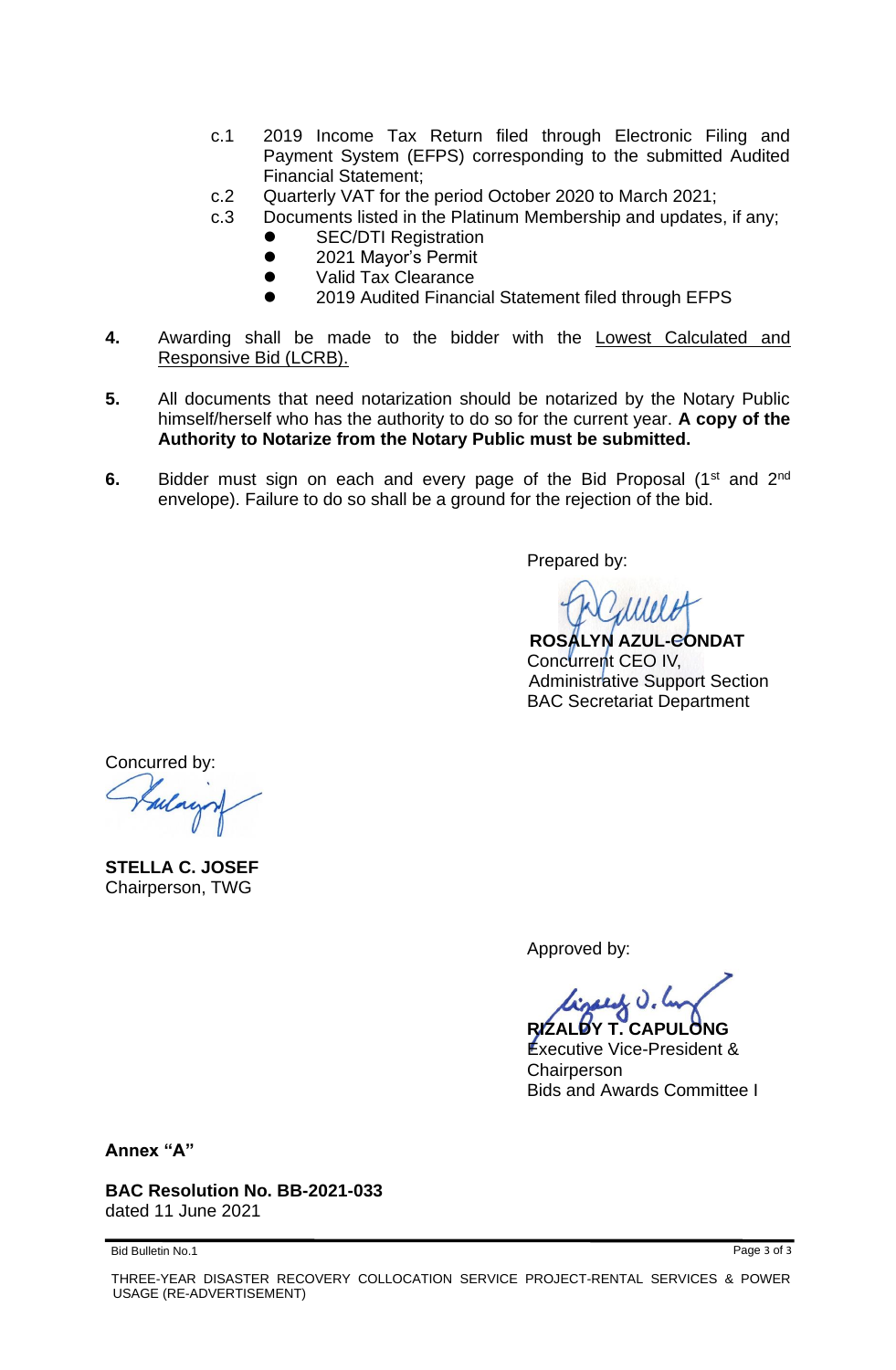- c.1 2019 Income Tax Return filed through Electronic Filing and Payment System (EFPS) corresponding to the submitted Audited Financial Statement;
- c.2 Quarterly VAT for the period October 2020 to March 2021;
- c.3 Documents listed in the Platinum Membership and updates, if any;
  - SEC/DTI Registration
  - 2021 Mayor's Permit
  - Valid Tax Clearance
  - 2019 Audited Financial Statement filed through EFPS

**4.** Awarding shall be made to the bidder with the Lowest Calculated and Responsive Bid (LCRB).

**5.** All documents that need notarization should be notarized by the Notary Public himself/herself who has the authority to do so for the current year. **A copy of the Authority to Notarize from the Notary Public must be submitted.**

**6.** Bidder must sign on each and every page of the Bid Proposal (1st and 2nd envelope). Failure to do so shall be a ground for the rejection of the bid.

Prepared by:

**ROSALYN AZUL-CONDAT**
Concurrent CEO IV,
Administrative Support Section
BAC Secretariat Department

Concurred by:

**STELLA C. JOSEF**
Chairperson, TWG

Approved by:

**RIZALDY T. CAPULONG**
Executive Vice-President &
Chairperson
Bids and Awards Committee I

**Annex "A"**

**BAC Resolution No. BB-2021-033**
dated 11 June 2021

Bid Bulletin No.1

THREE-YEAR DISASTER RECOVERY COLLOCATION SERVICE PROJECT-RENTAL SERVICES & POWER USAGE (RE-ADVERTISEMENT)